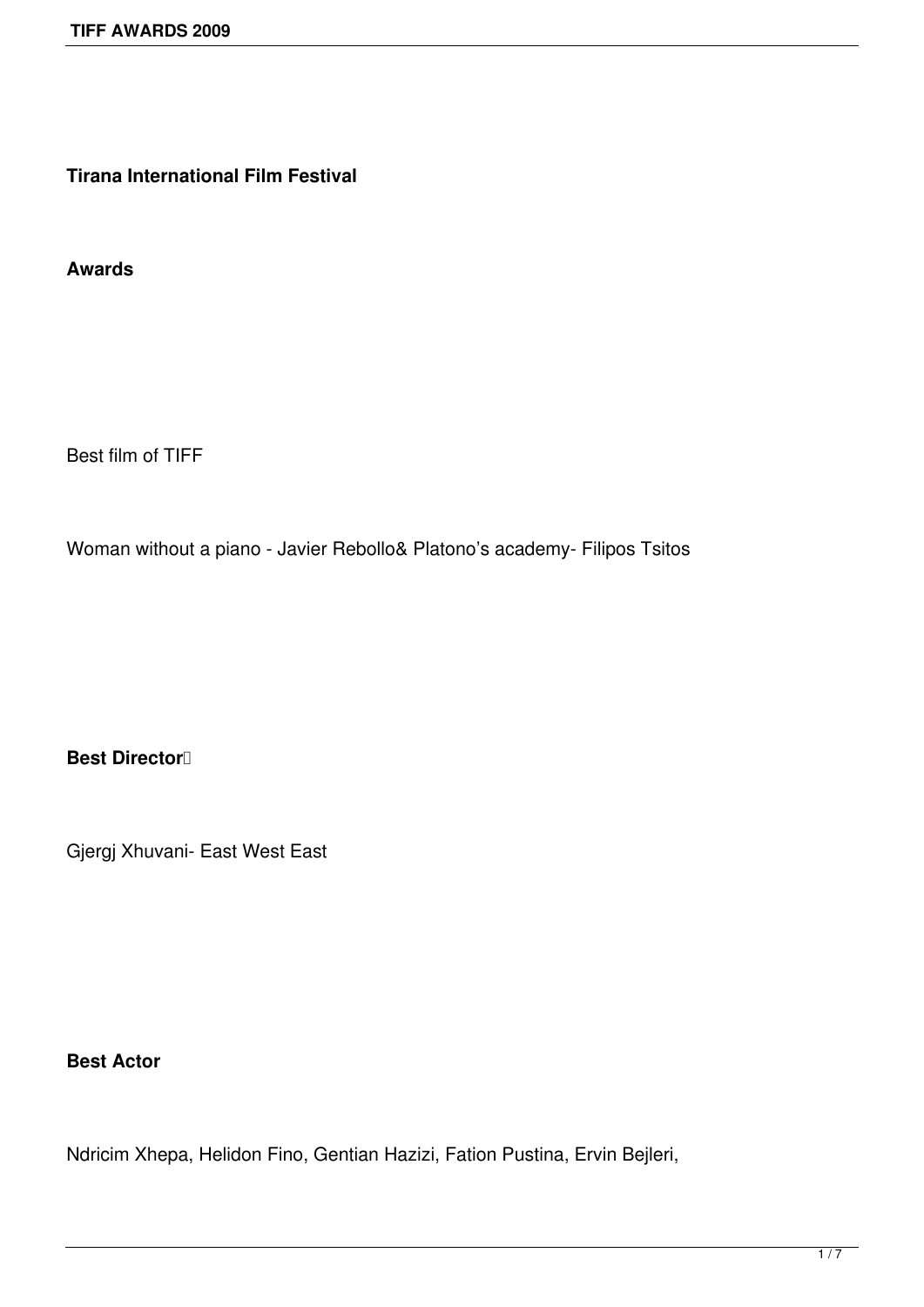**Tirana International Film Festival**

**Awards**

Best film of TIFF

Woman without a piano - Javier Rebollo& Platono's academy- Filipos Tsitos

**Best Director**

Gjergj Xhuvani- East West East

**Best Actor**

Ndricim Xhepa, Helidon Fino, Gentian Hazizi, Fation Pustina, Ervin Bejleri,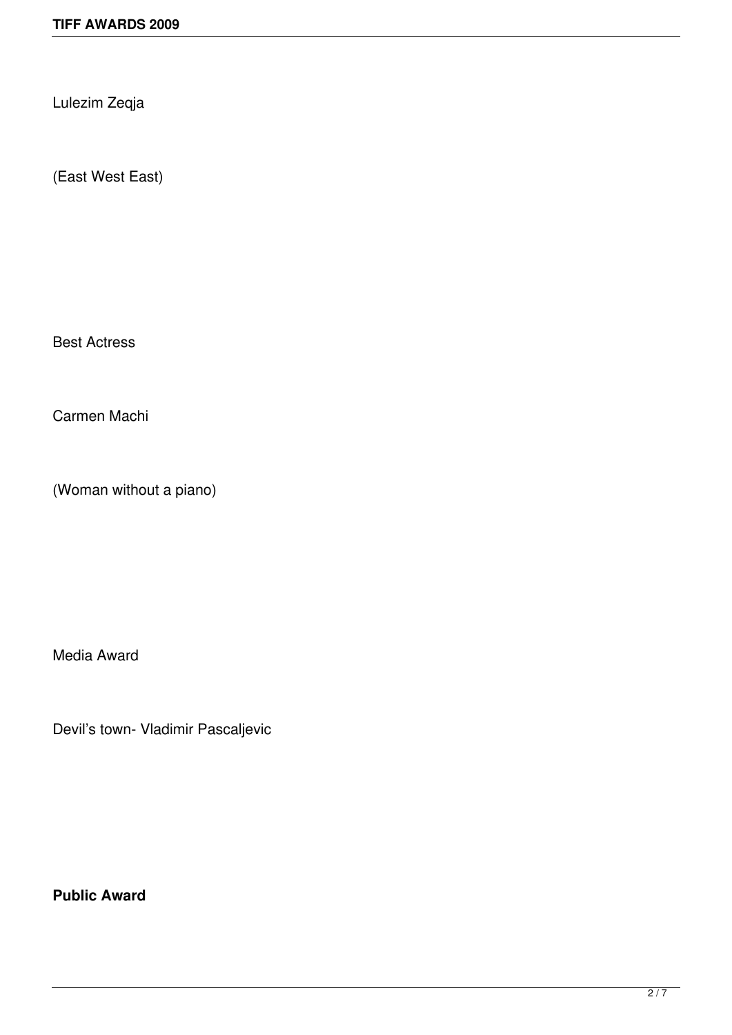Lulezim Zeqja

(East West East)

Best Actress

Carmen Machi

(Woman without a piano)

Media Award

Devil's town- Vladimir Pascaljevic

**Public Award**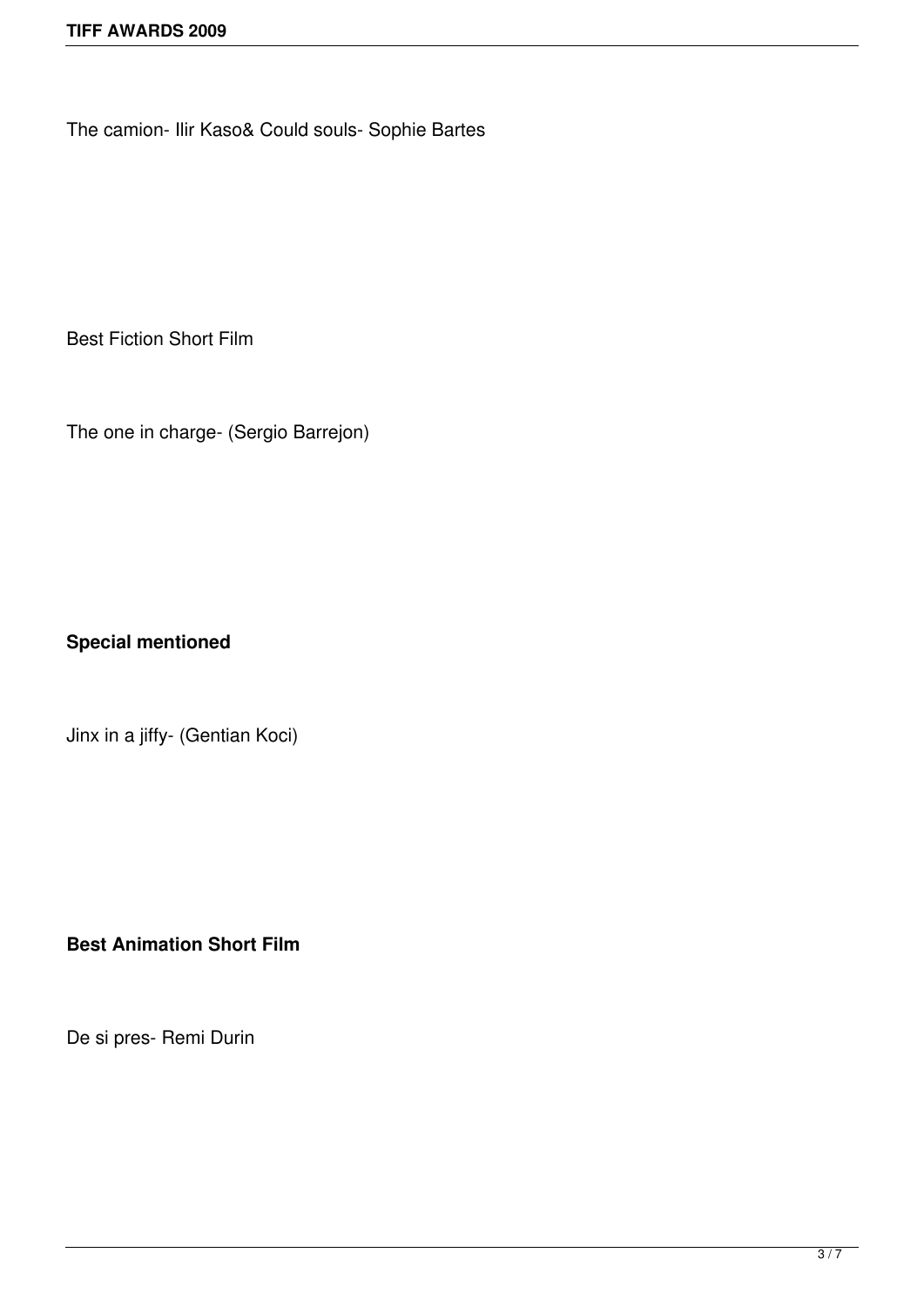The camion- Ilir Kaso& Could souls- Sophie Bartes

Best Fiction Short Film

The one in charge- (Sergio Barrejon)

**Special mentioned**

Jinx in a jiffy- (Gentian Koci)

**Best Animation Short Film**

De si pres- Remi Durin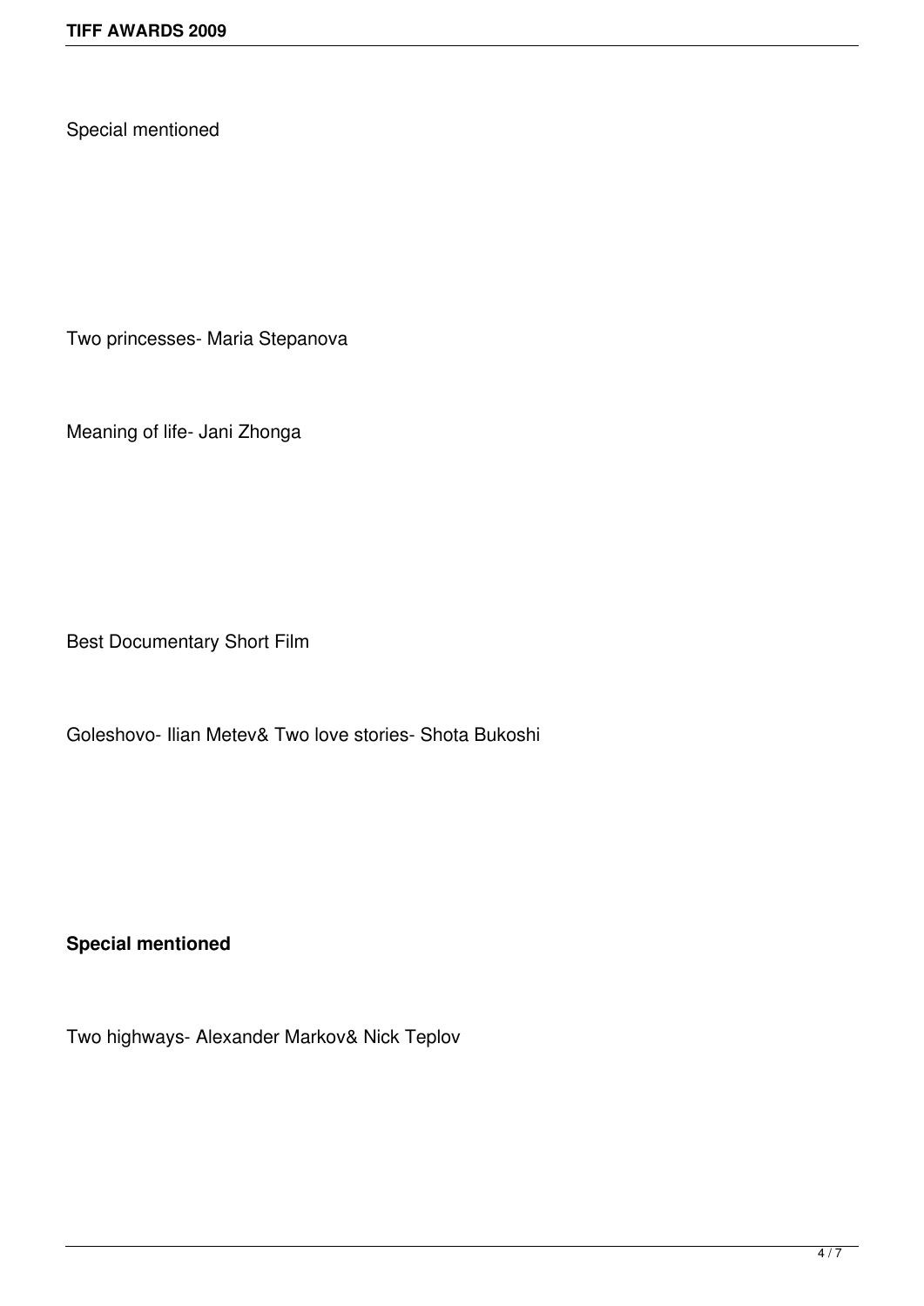Special mentioned

Two princesses- Maria Stepanova

Meaning of life- Jani Zhonga

Best Documentary Short Film

Goleshovo- Ilian Metev& Two love stories- Shota Bukoshi

**Special mentioned**

Two highways- Alexander Markov& Nick Teplov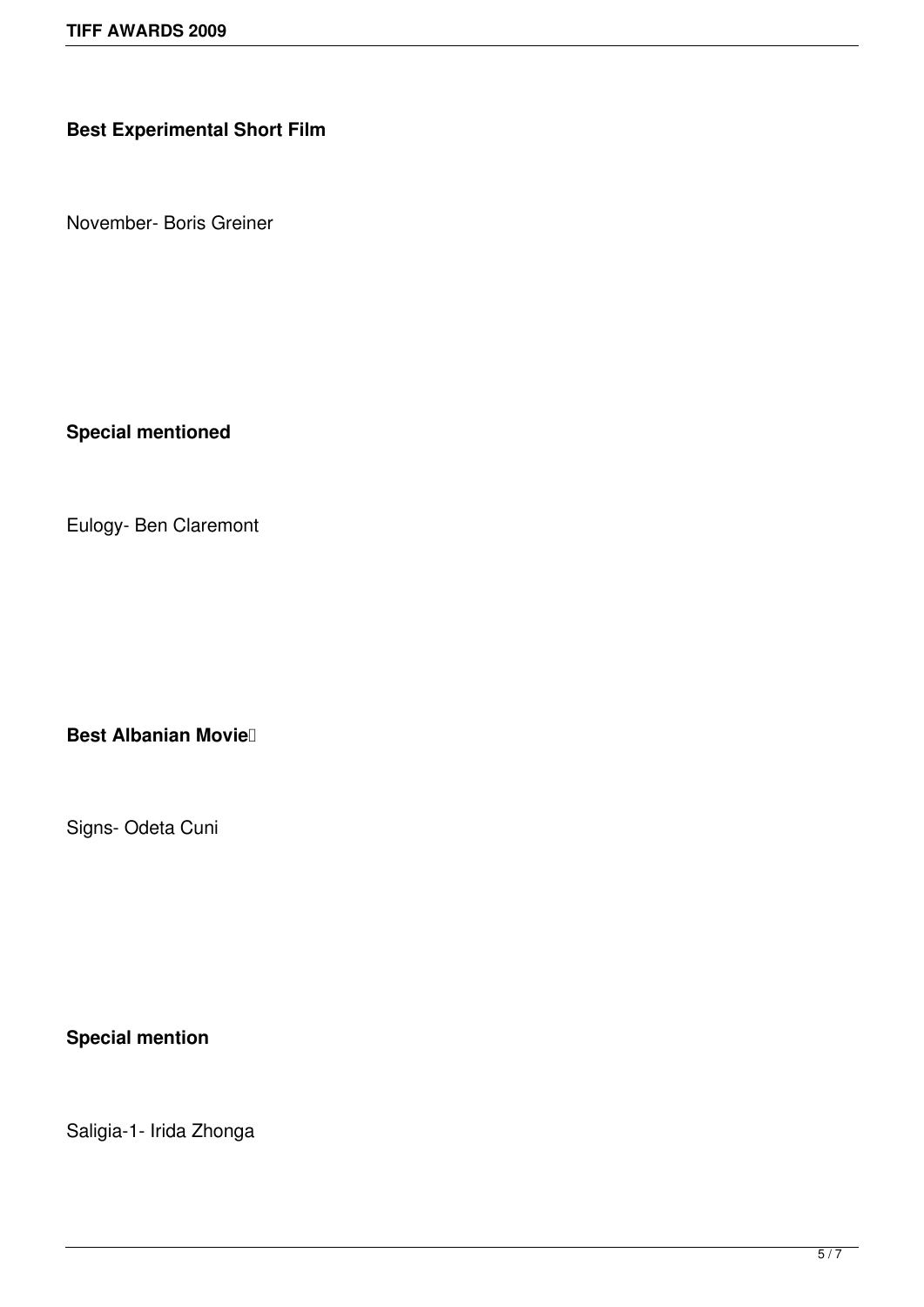**Best Experimental Short Film**

November- Boris Greiner

**Special mentioned**

Eulogy- Ben Claremont

**Best Albanian Movie**

Signs- Odeta Cuni

**Special mention**

Saligia-1- Irida Zhonga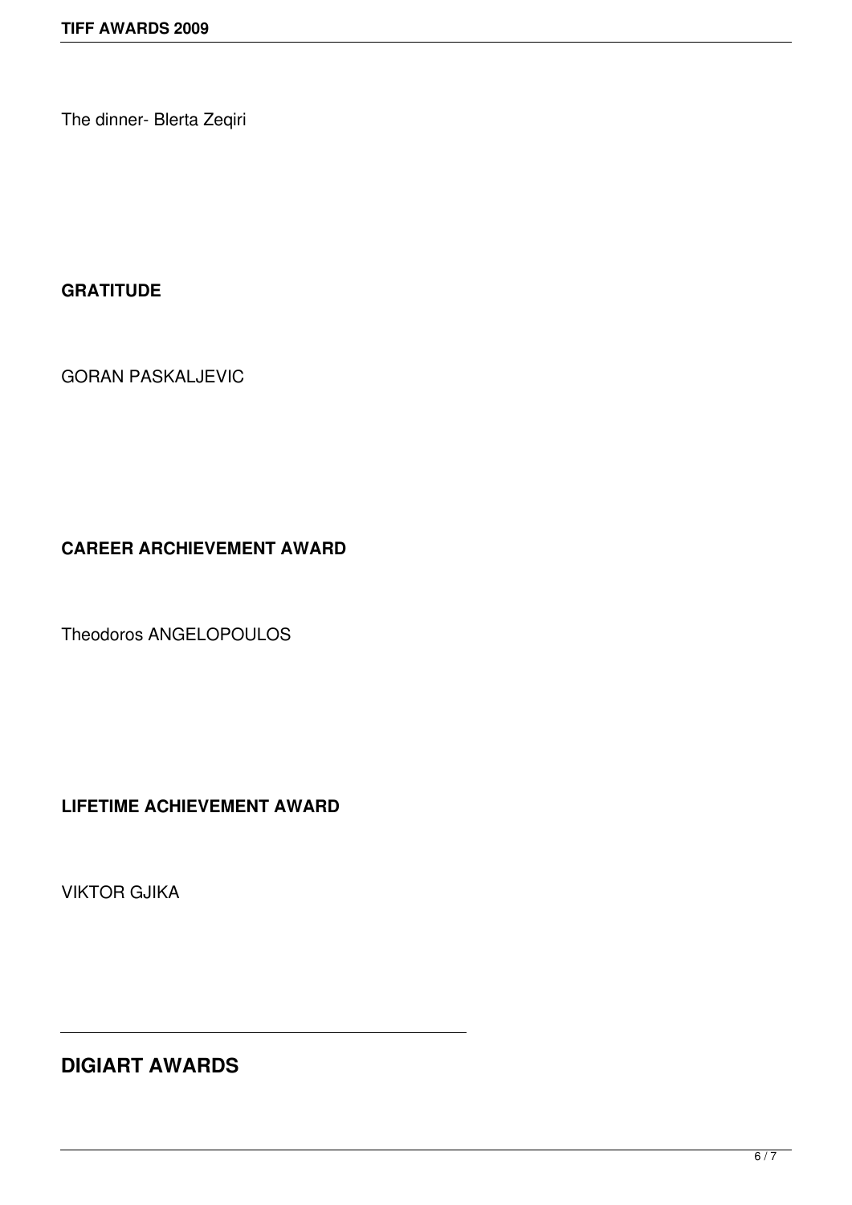The dinner- Blerta Zeqiri

**GRATITUDE**

GORAN PASKALJEVIC

**CAREER ARCHIEVEMENT AWARD**

Theodoros ANGELOPOULOS

**LIFETIME ACHIEVEMENT AWARD**

VIKTOR GJIKA

---

## DIGIART AWARDS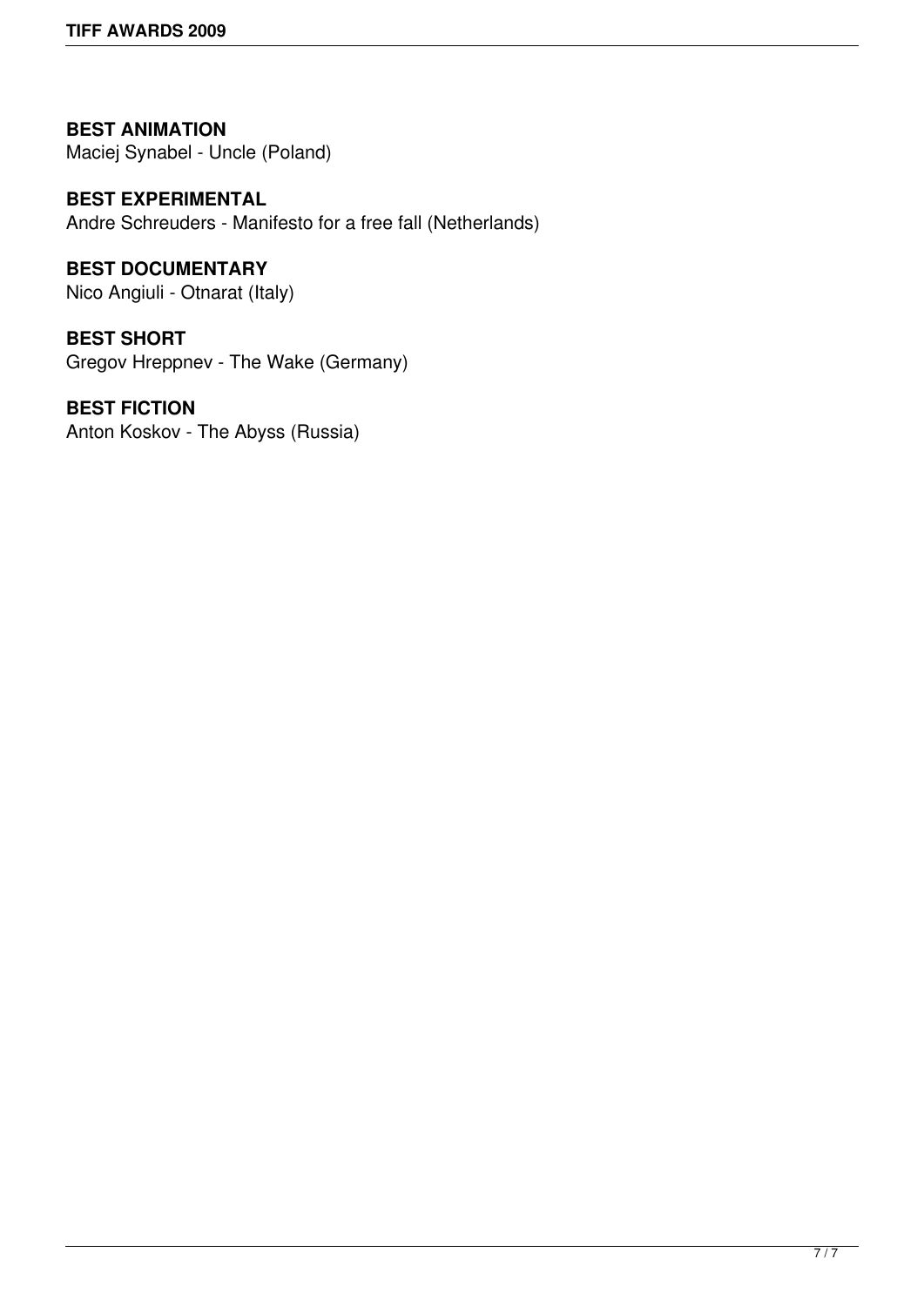**BEST ANIMATION**
Maciej Synabel - Uncle (Poland)

**BEST EXPERIMENTAL**
Andre Schreuders - Manifesto for a free fall (Netherlands)

**BEST DOCUMENTARY**
Nico Angiuli - Otnarat (Italy)

**BEST SHORT**
Gregov Hreppnev - The Wake (Germany)

**BEST FICTION**
Anton Koskov - The Abyss (Russia)